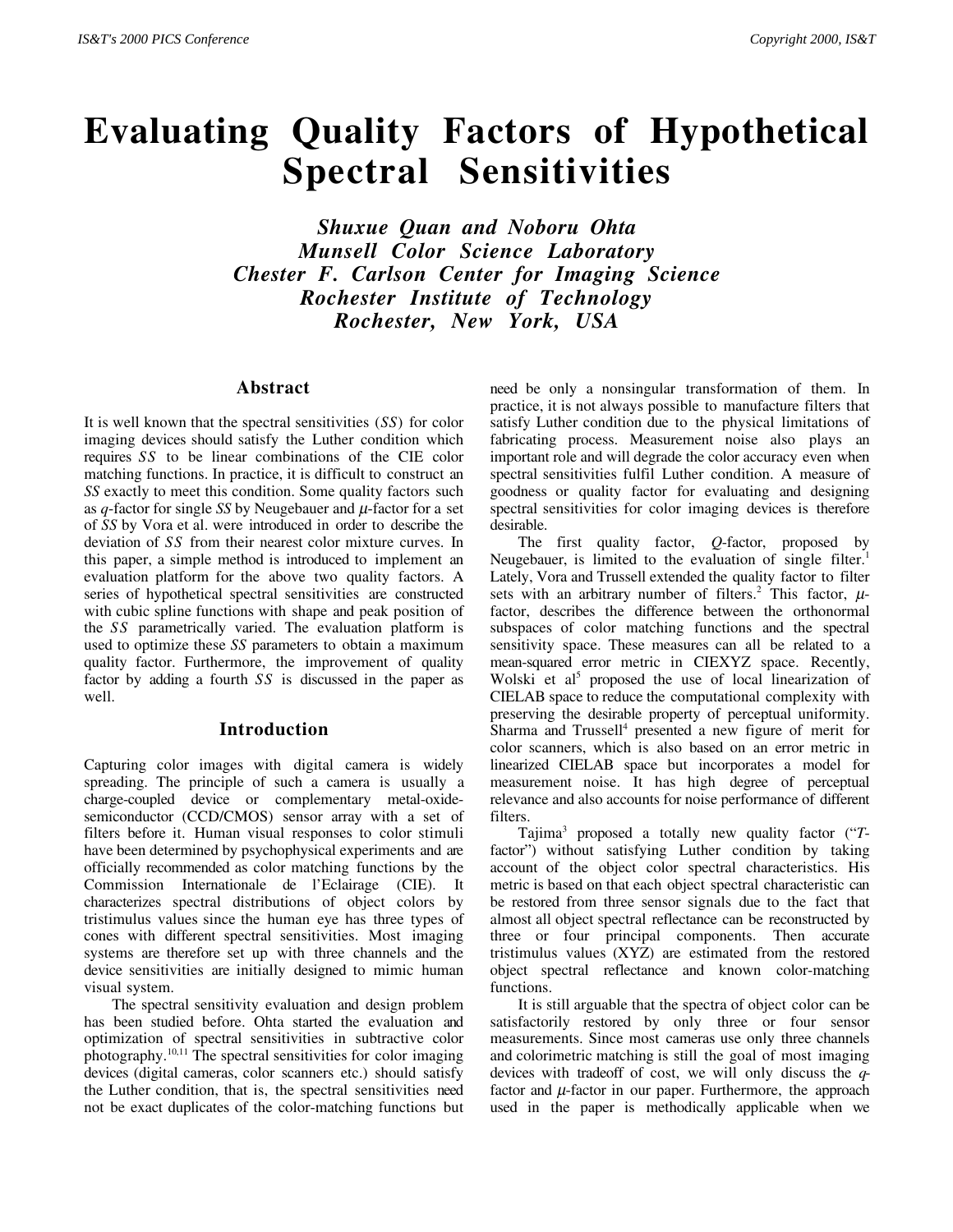# Evaluating Quality Factors of Hypothetical Spectral Sensitivities

***Shuxue Quan and Noboru Ohta***
***Munsell Color Science Laboratory***
***Chester F. Carlson Center for Imaging Science***
***Rochester Institute of Technology***
***Rochester, New York, USA***

## Abstract

It is well known that the spectral sensitivities (*SS*) for color imaging devices should satisfy the Luther condition which requires *SS* to be linear combinations of the CIE color matching functions. In practice, it is difficult to construct an *SS* exactly to meet this condition. Some quality factors such as *q*-factor for single *SS* by Neugebauer and $\mu$-factor for a set of *SS* by Vora et al. were introduced in order to describe the deviation of *SS* from their nearest color mixture curves. In this paper, a simple method is introduced to implement an evaluation platform for the above two quality factors. A series of hypothetical spectral sensitivities are constructed with cubic spline functions with shape and peak position of the *SS* parametrically varied. The evaluation platform is used to optimize these *SS* parameters to obtain a maximum quality factor. Furthermore, the improvement of quality factor by adding a fourth *SS* is discussed in the paper as well.

## Introduction

Capturing color images with digital camera is widely spreading. The principle of such a camera is usually a charge-coupled device or complementary metal-oxide-semiconductor (CCD/CMOS) sensor array with a set of filters before it. Human visual responses to color stimuli have been determined by psychophysical experiments and are officially recommended as color matching functions by the Commission Internationale de l'Eclairage (CIE). It characterizes spectral distributions of object colors by tristimulus values since the human eye has three types of cones with different spectral sensitivities. Most imaging systems are therefore set up with three channels and the device sensitivities are initially designed to mimic human visual system.

The spectral sensitivity evaluation and design problem has been studied before. Ohta started the evaluation and optimization of spectral sensitivities in subtractive color photography.[10,11] The spectral sensitivities for color imaging devices (digital cameras, color scanners etc.) should satisfy the Luther condition, that is, the spectral sensitivities need not be exact duplicates of the color-matching functions but need be only a nonsingular transformation of them. In practice, it is not always possible to manufacture filters that satisfy Luther condition due to the physical limitations of fabricating process. Measurement noise also plays an important role and will degrade the color accuracy even when spectral sensitivities fulfil Luther condition. A measure of goodness or quality factor for evaluating and designing spectral sensitivities for color imaging devices is therefore desirable.

The first quality factor, *Q*-factor, proposed by Neugebauer, is limited to the evaluation of single filter.[1] Lately, Vora and Trussell extended the quality factor to filter sets with an arbitrary number of filters.[2] This factor, $\mu$-factor, describes the difference between the orthonormal subspaces of color matching functions and the spectral sensitivity space. These measures can all be related to a mean-squared error metric in CIEXYZ space. Recently, Wolski et al[5] proposed the use of local linearization of CIELAB space to reduce the computational complexity with preserving the desirable property of perceptual uniformity. Sharma and Trussell[4] presented a new figure of merit for color scanners, which is also based on an error metric in linearized CIELAB space but incorporates a model for measurement noise. It has high degree of perceptual relevance and also accounts for noise performance of different filters.

Tajima[3] proposed a totally new quality factor ("*T*-factor") without satisfying Luther condition by taking account of the object color spectral characteristics. His metric is based on that each object spectral characteristic can be restored from three sensor signals due to the fact that almost all object spectral reflectance can be reconstructed by three or four principal components. Then accurate tristimulus values (XYZ) are estimated from the restored object spectral reflectance and known color-matching functions.

It is still arguable that the spectra of object color can be satisfactorily restored by only three or four sensor measurements. Since most cameras use only three channels and colorimetric matching is still the goal of most imaging devices with tradeoff of cost, we will only discuss the *q*-factor and $\mu$-factor in our paper. Furthermore, the approach used in the paper is methodically applicable when we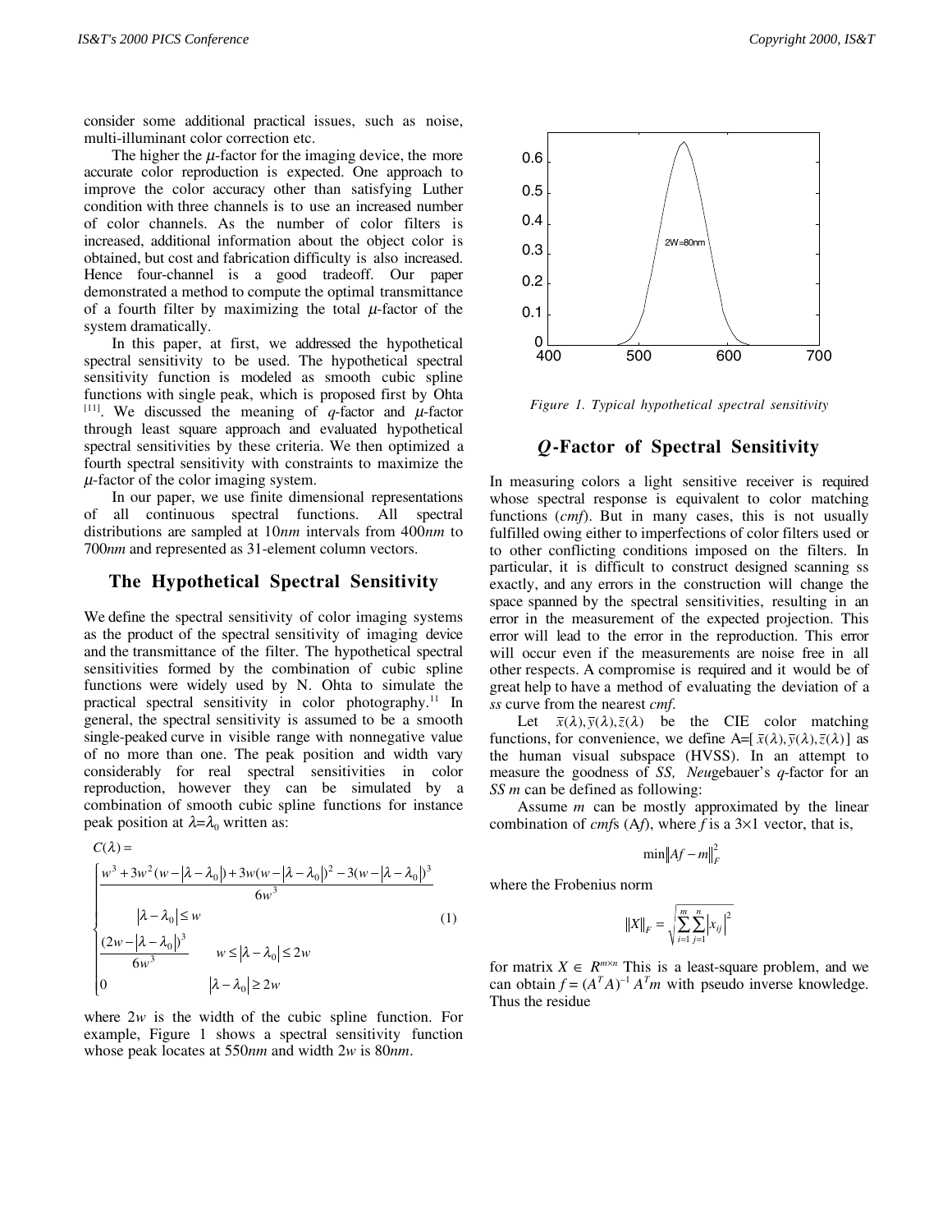consider some additional practical issues, such as noise, multi-illuminant color correction etc.

The higher the $\mu$-factor for the imaging device, the more accurate color reproduction is expected. One approach to improve the color accuracy other than satisfying Luther condition with three channels is to use an increased number of color channels. As the number of color filters is increased, additional information about the object color is obtained, but cost and fabrication difficulty is also increased. Hence four-channel is a good tradeoff. Our paper demonstrated a method to compute the optimal transmittance of a fourth filter by maximizing the total $\mu$-factor of the system dramatically.

In this paper, at first, we addressed the hypothetical spectral sensitivity to be used. The hypothetical spectral sensitivity function is modeled as smooth cubic spline functions with single peak, which is proposed first by Ohta [11]. We discussed the meaning of $q$-factor and $\mu$-factor through least square approach and evaluated hypothetical spectral sensitivities by these criteria. We then optimized a fourth spectral sensitivity with constraints to maximize the $\mu$-factor of the color imaging system.

In our paper, we use finite dimensional representations of all continuous spectral functions. All spectral distributions are sampled at 10*nm* intervals from 400*nm* to 700*nm* and represented as 31-element column vectors.

## The Hypothetical Spectral Sensitivity

We define the spectral sensitivity of color imaging systems as the product of the spectral sensitivity of imaging device and the transmittance of the filter. The hypothetical spectral sensitivities formed by the combination of cubic spline functions were widely used by N. Ohta to simulate the practical spectral sensitivity in color photography.[11] In general, the spectral sensitivity is assumed to be a smooth single-peaked curve in visible range with nonnegative value of no more than one. The peak position and width vary considerably for real spectral sensitivities in color reproduction, however they can be simulated by a combination of smooth cubic spline functions for instance peak position at $\lambda=\lambda_0$ written as:

$$C(\lambda) = \begin{cases} \dfrac{w^3 + 3w^2(w-|\lambda-\lambda_0|) + 3w(w-|\lambda-\lambda_0|)^2 - 3(w-|\lambda-\lambda_0|)^3}{6w^3} & |\lambda-\lambda_0| \le w \\ \dfrac{(2w-|\lambda-\lambda_0|)^3}{6w^3} & w \le |\lambda-\lambda_0| \le 2w \\ 0 & |\lambda-\lambda_0| \ge 2w \end{cases} \tag{1}$$

where $2w$ is the width of the cubic spline function. For example, Figure 1 shows a spectral sensitivity function whose peak locates at 550*nm* and width $2w$ is 80*nm*.

*Figure 1. Typical hypothetical spectral sensitivity*

## *Q*-Factor of Spectral Sensitivity

In measuring colors a light sensitive receiver is required whose spectral response is equivalent to color matching functions (*cmf*). But in many cases, this is not usually fulfilled owing either to imperfections of color filters used or to other conflicting conditions imposed on the filters. In particular, it is difficult to construct designed scanning ss exactly, and any errors in the construction will change the space spanned by the spectral sensitivities, resulting in an error in the measurement of the expected projection. This error will lead to the error in the reproduction. This error will occur even if the measurements are noise free in all other respects. A compromise is required and it would be of great help to have a method of evaluating the deviation of a *ss* curve from the nearest *cmf*.

Let $\bar{x}(\lambda), \bar{y}(\lambda), \bar{z}(\lambda)$ be the CIE color matching functions, for convenience, we define $A=[\bar{x}(\lambda), \bar{y}(\lambda), \bar{z}(\lambda)]$ as the human visual subspace (HVSS). In an attempt to measure the goodness of *SS, Neu*gebauer's $q$-factor for an *SS* $m$ can be defined as following:

Assume $m$ can be mostly approximated by the linear combination of *cmf*s ($Af$), where $f$ is a 3×1 vector, that is,

$$\min \|Af - m\|_F^2$$

where the Frobenius norm

$$\|X\|_F = \sqrt{\sum_{i=1}^{m}\sum_{j=1}^{n} |x_{ij}|^2}$$

for matrix $X \in R^{m \times n}$ This is a least-square problem, and we can obtain $f = (A^T A)^{-1} A^T m$ with pseudo inverse knowledge. Thus the residue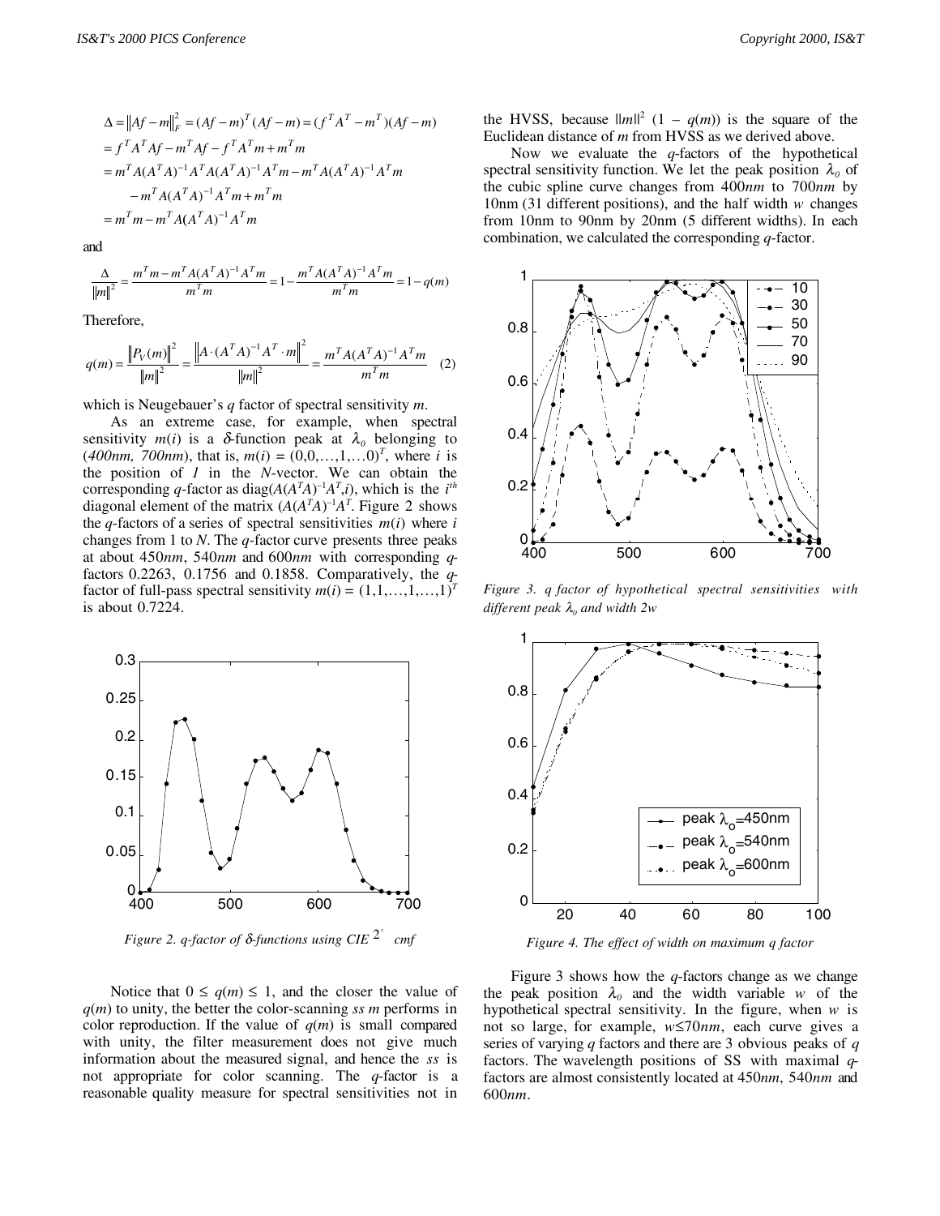$$
\begin{aligned}
\Delta &= \|Af - m\|_F^2 = (Af - m)^T (Af - m) = (f^T A^T - m^T)(Af - m) \\
&= f^T A^T A f - m^T A f - f^T A^T m + m^T m \\
&= m^T A (A^T A)^{-1} A^T A (A^T A)^{-1} A^T m - m^T A (A^T A)^{-1} A^T m \\
&\quad - m^T A (A^T A)^{-1} A^T m + m^T m \\
&= m^T m - m^T A (A^T A)^{-1} A^T m
\end{aligned}
$$

and

$$
\frac{\Delta}{\|m\|^2} = \frac{m^T m - m^T A (A^T A)^{-1} A^T m}{m^T m} = 1 - \frac{m^T A (A^T A)^{-1} A^T m}{m^T m} = 1 - q(m)
$$

Therefore,

$$
q(m) = \frac{\|P_V(m)\|^2}{\|m\|^2} = \frac{\|A \cdot (A^T A)^{-1} A^T \cdot m\|^2}{\|m\|^2} = \frac{m^T A (A^T A)^{-1} A^T m}{m^T m} \quad (2)
$$

which is Neugebauer's $q$ factor of spectral sensitivity $m$.

As an extreme case, for example, when spectral sensitivity $m(i)$ is a $\delta$-function peak at $\lambda_0$ belonging to (*400nm, 700nm*), that is, $m(i) = (0,0,\ldots,1,\ldots 0)^T$, where $i$ is the position of *1* in the *N*-vector. We can obtain the corresponding $q$-factor as $\text{diag}(A(A^TA)^{-1}A^T,i)$, which is the $i^{th}$ diagonal element of the matrix $(A(A^TA)^{-1}A^T$. Figure 2 shows the $q$-factors of a series of spectral sensitivities $m(i)$ where $i$ changes from 1 to $N$. The $q$-factor curve presents three peaks at about 450*nm*, 540*nm* and 600*nm* with corresponding $q$-factors 0.2263, 0.1756 and 0.1858. Comparatively, the $q$-factor of full-pass spectral sensitivity $m(i) = (1,1,\ldots,1,\ldots,1)^T$ is about 0.7224.

*Figure 2. q-factor of δ-functions using CIE $2^\circ$ cmf*

Notice that $0 \leq q(m) \leq 1$, and the closer the value of $q(m)$ to unity, the better the color-scanning *ss m* performs in color reproduction. If the value of $q(m)$ is small compared with unity, the filter measurement does not give much information about the measured signal, and hence the *ss* is not appropriate for color scanning. The $q$-factor is a reasonable quality measure for spectral sensitivities not in the HVSS, because $\|m\|^2$ $(1 - q(m))$ is the square of the Euclidean distance of $m$ from HVSS as we derived above.

Now we evaluate the $q$-factors of the hypothetical spectral sensitivity function. We let the peak position $\lambda_0$ of the cubic spline curve changes from 400*nm* to 700*nm* by 10nm (31 different positions), and the half width $w$ changes from 10nm to 90nm by 20nm (5 different widths). In each combination, we calculated the corresponding $q$-factor.

*Figure 3. q factor of hypothetical spectral sensitivities with different peak $\lambda_0$ and width 2w*

*Figure 4. The effect of width on maximum q factor*

Figure 3 shows how the $q$-factors change as we change the peak position $\lambda_0$ and the width variable $w$ of the hypothetical spectral sensitivity. In the figure, when $w$ is not so large, for example, $w \leq 70nm$, each curve gives a series of varying $q$ factors and there are 3 obvious peaks of $q$ factors. The wavelength positions of SS with maximal $q$-factors are almost consistently located at 450*nm*, 540*nm* and 600*nm*.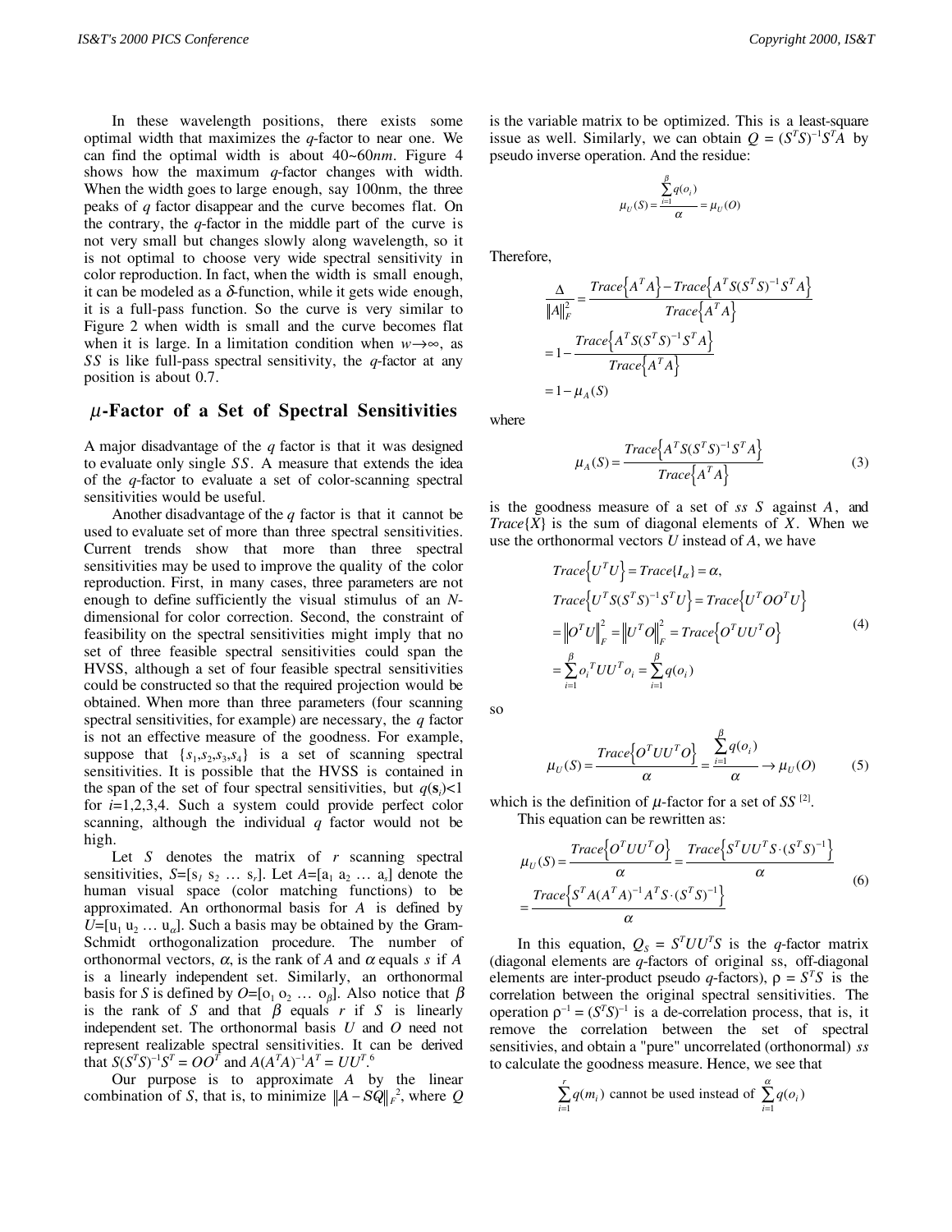In these wavelength positions, there exists some optimal width that maximizes the *q*-factor to near one. We can find the optimal width is about 40~60*nm*. Figure 4 shows how the maximum *q*-factor changes with width. When the width goes to large enough, say 100nm, the three peaks of *q* factor disappear and the curve becomes flat. On the contrary, the *q*-factor in the middle part of the curve is not very small but changes slowly along wavelength, so it is not optimal to choose very wide spectral sensitivity in color reproduction. In fact, when the width is small enough, it can be modeled as a $\delta$-function, while it gets wide enough, it is a full-pass function. So the curve is very similar to Figure 2 when width is small and the curve becomes flat when it is large. In a limitation condition when $w \rightarrow \infty$, as *SS* is like full-pass spectral sensitivity, the *q*-factor at any position is about 0.7.

## $\mu$-Factor of a Set of Spectral Sensitivities

A major disadvantage of the *q* factor is that it was designed to evaluate only single *SS*. A measure that extends the idea of the *q*-factor to evaluate a set of color-scanning spectral sensitivities would be useful.

Another disadvantage of the *q* factor is that it cannot be used to evaluate set of more than three spectral sensitivities. Current trends show that more than three spectral sensitivities may be used to improve the quality of the color reproduction. First, in many cases, three parameters are not enough to define sufficiently the visual stimulus of an *N*-dimensional for color correction. Second, the constraint of feasibility on the spectral sensitivities might imply that no set of three feasible spectral sensitivities could span the HVSS, although a set of four feasible spectral sensitivities could be constructed so that the required projection would be obtained. When more than three parameters (four scanning spectral sensitivities, for example) are necessary, the *q* factor is not an effective measure of the goodness. For example, suppose that $\{s_1, s_2, s_3, s_4\}$ is a set of scanning spectral sensitivities. It is possible that the HVSS is contained in the span of the set of four spectral sensitivities, but $q(\mathbf{s}_i)<1$ for $i$=1,2,3,4. Such a system could provide perfect color scanning, although the individual *q* factor would not be high.

Let $S$ denotes the matrix of $r$ scanning spectral sensitivities, $S=[\mathrm{s}_1\ \mathrm{s}_2\ \ldots\ \mathrm{s}_r]$. Let $A=[\mathrm{a}_1\ \mathrm{a}_2\ \ldots\ \mathrm{a}_s]$ denote the human visual space (color matching functions) to be approximated. An orthonormal basis for $A$ is defined by $U=[\mathrm{u}_1\ \mathrm{u}_2\ \ldots\ \mathrm{u}_\alpha]$. Such a basis may be obtained by the Gram-Schmidt orthogonalization procedure. The number of orthonormal vectors, $\alpha$, is the rank of $A$ and $\alpha$ equals $s$ if $A$ is a linearly independent set. Similarly, an orthonormal basis for $S$ is defined by $O=[\mathrm{o}_1\ \mathrm{o}_2\ \ldots\ \mathrm{o}_\beta]$. Also notice that $\beta$ is the rank of $S$ and that $\beta$ equals $r$ if $S$ is linearly independent set. The orthonormal basis $U$ and $O$ need not represent realizable spectral sensitivities. It can be derived that $S(S^TS)^{-1}S^T = OO^T$ and $A(A^TA)^{-1}A^T = UU^T$.[6]

Our purpose is to approximate $A$ by the linear combination of $S$, that is, to minimize $\|A - SQ\|_F^{\,2}$, where $Q$ is the variable matrix to be optimized. This is a least-square issue as well. Similarly, we can obtain $Q = (S^TS)^{-1}S^TA$ by pseudo inverse operation. And the residue:

$$\mu_U(S) = \frac{\sum_{i=1}^{\beta} q(o_i)}{\alpha} = \mu_U(O)$$

Therefore,

$$\begin{aligned}
\frac{\Delta}{\|A\|_F^2} &= \frac{Trace\left\{A^TA\right\} - Trace\left\{A^TS(S^TS)^{-1}S^TA\right\}}{Trace\left\{A^TA\right\}} \\
&= 1 - \frac{Trace\left\{A^TS(S^TS)^{-1}S^TA\right\}}{Trace\left\{A^TA\right\}} \\
&= 1 - \mu_A(S)
\end{aligned}$$

where

$$\mu_A(S) = \frac{Trace\left\{A^TS(S^TS)^{-1}S^TA\right\}}{Trace\left\{A^TA\right\}} \tag{3}$$

is the goodness measure of a set of *ss* $S$ against $A$, and $Trace\{X\}$ is the sum of diagonal elements of $X$. When we use the orthonormal vectors $U$ instead of $A$, we have

$$\begin{aligned}
&Trace\left\{U^TU\right\} = Trace\{I_\alpha\} = \alpha, \\
&Trace\left\{U^TS(S^TS)^{-1}S^TU\right\} = Trace\left\{U^TOO^TU\right\} \\
&= \left\|O^TU\right\|_F^2 = \left\|U^TO\right\|_F^2 = Trace\left\{O^TUU^TO\right\} \\
&= \sum_{i=1}^{\beta} o_i^{\,T}UU^To_i = \sum_{i=1}^{\beta} q(o_i)
\end{aligned} \tag{4}$$

so

$$\mu_U(S) = \frac{Trace\left\{O^TUU^TO\right\}}{\alpha} = \frac{\sum_{i=1}^{\beta} q(o_i)}{\alpha} \rightarrow \mu_U(O) \tag{5}$$

which is the definition of $\mu$-factor for a set of *SS* [2].

This equation can be rewritten as:

$$\begin{aligned}
\mu_U(S) &= \frac{Trace\left\{O^TUU^TO\right\}}{\alpha} = \frac{Trace\left\{S^TUU^TS\cdot(S^TS)^{-1}\right\}}{\alpha} \\
&= \frac{Trace\left\{S^TA(A^TA)^{-1}A^TS\cdot(S^TS)^{-1}\right\}}{\alpha}
\end{aligned} \tag{6}$$

In this equation, $Q_S = S^TUU^TS$ is the *q*-factor matrix (diagonal elements are *q*-factors of original ss, off-diagonal elements are inter-product pseudo *q*-factors), $\rho = S^TS$ is the correlation between the original spectral sensitivities. The operation $\rho^{-1} = (S^TS)^{-1}$ is a de-correlation process, that is, it remove the correlation between the set of spectral sensitivies, and obtain a "pure" uncorrelated (orthonormal) *ss* to calculate the goodness measure. Hence, we see that

$$\sum_{i=1}^{r} q(m_i) \text{ cannot be used instead of } \sum_{i=1}^{\alpha} q(o_i)$$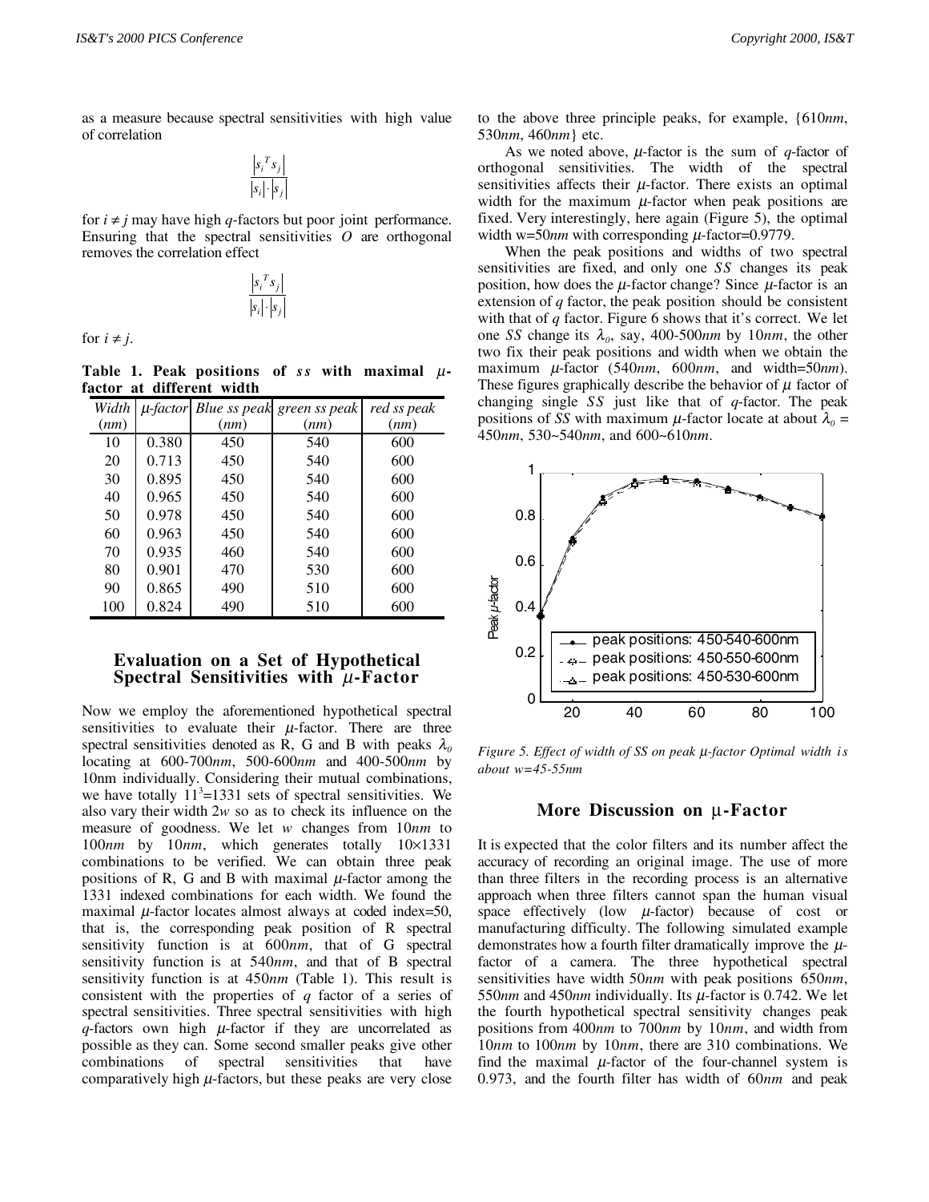as a measure because spectral sensitivities with high value of correlation

$$\frac{\left|s_i^T s_j\right|}{\left|s_i\right| \cdot \left|s_j\right|}$$

for $i \neq j$ may have high $q$-factors but poor joint performance. Ensuring that the spectral sensitivities $O$ are orthogonal removes the correlation effect

$$\frac{\left|s_i^T s_j\right|}{\left|s_i\right| \cdot \left|s_j\right|}$$

for $i \neq j$.

**Table 1. Peak positions of *ss* with maximal $\mu$-factor at different width**

| Width (*nm*) | $\mu$-factor | Blue ss peak (*nm*) | green ss peak (*nm*) | red ss peak (*nm*) |
|---|---|---|---|---|
| 10 | 0.380 | 450 | 540 | 600 |
| 20 | 0.713 | 450 | 540 | 600 |
| 30 | 0.895 | 450 | 540 | 600 |
| 40 | 0.965 | 450 | 540 | 600 |
| 50 | 0.978 | 450 | 540 | 600 |
| 60 | 0.963 | 450 | 540 | 600 |
| 70 | 0.935 | 460 | 540 | 600 |
| 80 | 0.901 | 470 | 530 | 600 |
| 90 | 0.865 | 490 | 510 | 600 |
| 100 | 0.824 | 490 | 510 | 600 |

## Evaluation on a Set of Hypothetical Spectral Sensitivities with $\mu$-Factor

Now we employ the aforementioned hypothetical spectral sensitivities to evaluate their $\mu$-factor. There are three spectral sensitivities denoted as R, G and B with peaks $\lambda_0$ locating at 600-700*nm*, 500-600*nm* and 400-500*nm* by 10nm individually. Considering their mutual combinations, we have totally $11^3$=1331 sets of spectral sensitivities. We also vary their width 2*w* so as to check its influence on the measure of goodness. We let *w* changes from 10*nm* to 100*nm* by 10*nm*, which generates totally 10×1331 combinations to be verified. We can obtain three peak positions of R, G and B with maximal $\mu$-factor among the 1331 indexed combinations for each width. We found the maximal $\mu$-factor locates almost always at coded index=50, that is, the corresponding peak position of R spectral sensitivity function is at 600*nm*, that of G spectral sensitivity function is at 540*nm*, and that of B spectral sensitivity function is at 450*nm* (Table 1). This result is consistent with the properties of $q$ factor of a series of spectral sensitivities. Three spectral sensitivities with high $q$-factors own high $\mu$-factor if they are uncorrelated as possible as they can. Some second smaller peaks give other combinations of spectral sensitivities that have comparatively high $\mu$-factors, but these peaks are very close to the above three principle peaks, for example, {610*nm*, 530*nm*, 460*nm*} etc.

As we noted above, $\mu$-factor is the sum of $q$-factor of orthogonal sensitivities. The width of the spectral sensitivities affects their $\mu$-factor. There exists an optimal width for the maximum $\mu$-factor when peak positions are fixed. Very interestingly, here again (Figure 5), the optimal width w=50*nm* with corresponding $\mu$-factor=0.9779.

When the peak positions and widths of two spectral sensitivities are fixed, and only one *SS* changes its peak position, how does the $\mu$-factor change? Since $\mu$-factor is an extension of $q$ factor, the peak position should be consistent with that of $q$ factor. Figure 6 shows that it's correct. We let one *SS* change its $\lambda_0$, say, 400-500*nm* by 10*nm*, the other two fix their peak positions and width when we obtain the maximum $\mu$-factor (540*nm*, 600*nm*, and width=50*nm*). These figures graphically describe the behavior of $\mu$ factor of changing single *SS* just like that of $q$-factor. The peak positions of *SS* with maximum $\mu$-factor locate at about $\lambda_0$ = 450*nm*, 530~540*nm*, and 600~610*nm*.

*Figure 5. Effect of width of SS on peak $\mu$-factor Optimal width is about w=45-55nm*

## More Discussion on $\mu$-Factor

It is expected that the color filters and its number affect the accuracy of recording an original image. The use of more than three filters in the recording process is an alternative approach when three filters cannot span the human visual space effectively (low $\mu$-factor) because of cost or manufacturing difficulty. The following simulated example demonstrates how a fourth filter dramatically improve the $\mu$-factor of a camera. The three hypothetical spectral sensitivities have width 50*nm* with peak positions 650*nm*, 550*nm* and 450*nm* individually. Its $\mu$-factor is 0.742. We let the fourth hypothetical spectral sensitivity changes peak positions from 400*nm* to 700*nm* by 10*nm*, and width from 10*nm* to 100*nm* by 10*nm*, there are 310 combinations. We find the maximal $\mu$-factor of the four-channel system is 0.973, and the fourth filter has width of 60*nm* and peak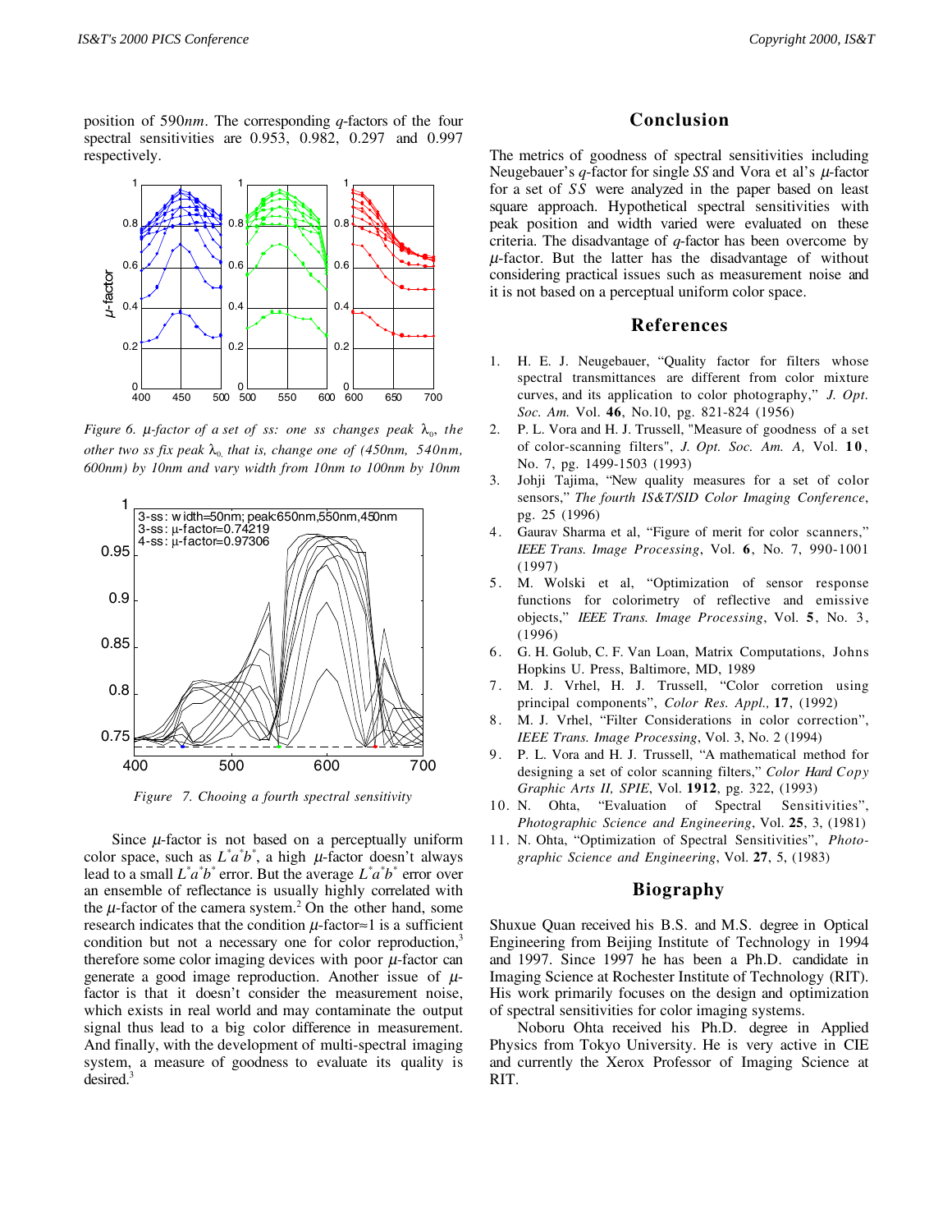position of 590*nm*. The corresponding *q*-factors of the four spectral sensitivities are 0.953, 0.982, 0.297 and 0.997 respectively.

μ-factor
1
0.8
0.6
0.4
0.2
0
400 450 500 500 550 600 600 650 700

*Figure 6. μ-factor of a set of ss: one ss changes peak $\lambda_0$, the other two ss fix peak $\lambda_0$, that is, change one of (450nm, 540nm, 600nm) by 10nm and vary width from 10nm to 100nm by 10nm*

3-ss: width=50nm; peak:650nm,550nm,450nm
3-ss: μ-factor=0.74219
4-ss: μ-factor=0.97306
1
0.95
0.9
0.85
0.8
0.75
400 500 600 700

*Figure 7. Chooing a fourth spectral sensitivity*

Since μ-factor is not based on a perceptually uniform color space, such as $L^*a^*b^*$, a high μ-factor doesn't always lead to a small $L^*a^*b^*$ error. But the average $L^*a^*b^*$ error over an ensemble of reflectance is usually highly correlated with the μ-factor of the camera system.[2] On the other hand, some research indicates that the condition μ-factor≈1 is a sufficient condition but not a necessary one for color reproduction,[3] therefore some color imaging devices with poor μ-factor can generate a good image reproduction. Another issue of μ-factor is that it doesn't consider the measurement noise, which exists in real world and may contaminate the output signal thus lead to a big color difference in measurement. And finally, with the development of multi-spectral imaging system, a measure of goodness to evaluate its quality is desired.[3]

## Conclusion

The metrics of goodness of spectral sensitivities including Neugebauer's *q*-factor for single *SS* and Vora et al's μ-factor for a set of *SS* were analyzed in the paper based on least square approach. Hypothetical spectral sensitivities with peak position and width varied were evaluated on these criteria. The disadvantage of *q*-factor has been overcome by μ-factor. But the latter has the disadvantage of without considering practical issues such as measurement noise and it is not based on a perceptual uniform color space.

## References

1. H. E. J. Neugebauer, "Quality factor for filters whose spectral transmittances are different from color mixture curves, and its application to color photography," *J. Opt. Soc. Am.* Vol. **46**, No.10, pg. 821-824 (1956)
2. P. L. Vora and H. J. Trussell, "Measure of goodness of a set of color-scanning filters", *J. Opt. Soc. Am. A,* Vol. **10**, No. 7, pg. 1499-1503 (1993)
3. Johji Tajima, "New quality measures for a set of color sensors," *The fourth IS&T/SID Color Imaging Conference*, pg. 25 (1996)
4. Gaurav Sharma et al, "Figure of merit for color scanners," *IEEE Trans. Image Processing*, Vol. **6**, No. 7, 990-1001 (1997)
5. M. Wolski et al, "Optimization of sensor response functions for colorimetry of reflective and emissive objects," *IEEE Trans. Image Processing*, Vol. **5**, No. 3, (1996)
6. G. H. Golub, C. F. Van Loan, Matrix Computations, Johns Hopkins U. Press, Baltimore, MD, 1989
7. M. J. Vrhel, H. J. Trussell, "Color corretion using principal components", *Color Res. Appl.,* **17**, (1992)
8. M. J. Vrhel, "Filter Considerations in color correction", *IEEE Trans. Image Processing*, Vol. 3, No. 2 (1994)
9. P. L. Vora and H. J. Trussell, "A mathematical method for designing a set of color scanning filters," *Color Hard Copy Graphic Arts II, SPIE*, Vol. **1912**, pg. 322, (1993)
10. N. Ohta, "Evaluation of Spectral Sensitivities", *Photographic Science and Engineering*, Vol. **25**, 3, (1981)
11. N. Ohta, "Optimization of Spectral Sensitivities", *Photographic Science and Engineering*, Vol. **27**, 5, (1983)

## Biography

Shuxue Quan received his B.S. and M.S. degree in Optical Engineering from Beijing Institute of Technology in 1994 and 1997. Since 1997 he has been a Ph.D. candidate in Imaging Science at Rochester Institute of Technology (RIT). His work primarily focuses on the design and optimization of spectral sensitivities for color imaging systems.

Noboru Ohta received his Ph.D. degree in Applied Physics from Tokyo University. He is very active in CIE and currently the Xerox Professor of Imaging Science at RIT.